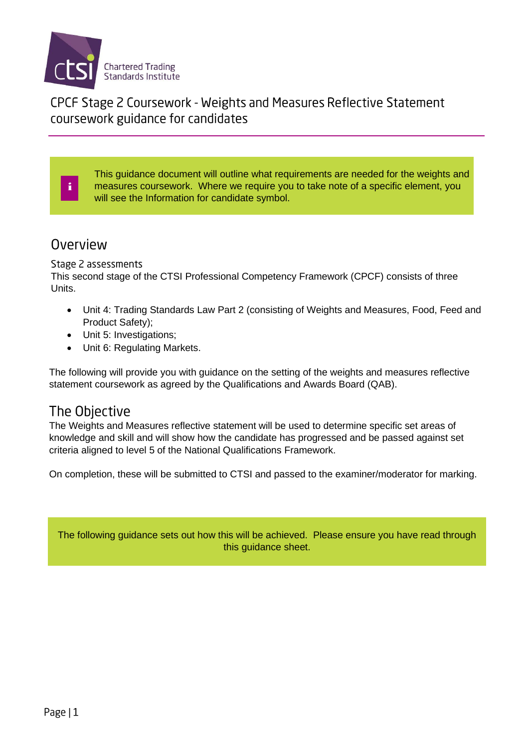Chartered Trading Standards Institute

# CPCF Stage 2 Coursework - Weights and Measures Reflective Statement coursework guidance for candidates

This guidance document will outline what requirements are needed for the weights and measures coursework. Where we require you to take note of a specific element, you will see the Information for candidate symbol.

## Overview

### Stage 2 assessments

This second stage of the CTSI Professional Competency Framework (CPCF) consists of three Units.

- Unit 4: Trading Standards Law Part 2 (consisting of Weights and Measures, Food, Feed and Product Safety);
- Unit 5: Investigations;
- Unit 6: Regulating Markets.

The following will provide you with guidance on the setting of the weights and measures reflective statement coursework as agreed by the Qualifications and Awards Board (QAB).

## The Objective

The Weights and Measures reflective statement will be used to determine specific set areas of knowledge and skill and will show how the candidate has progressed and be passed against set criteria aligned to level 5 of the National Qualifications Framework.

On completion, these will be submitted to CTSI and passed to the examiner/moderator for marking.

The following guidance sets out how this will be achieved. Please ensure you have read through this guidance sheet.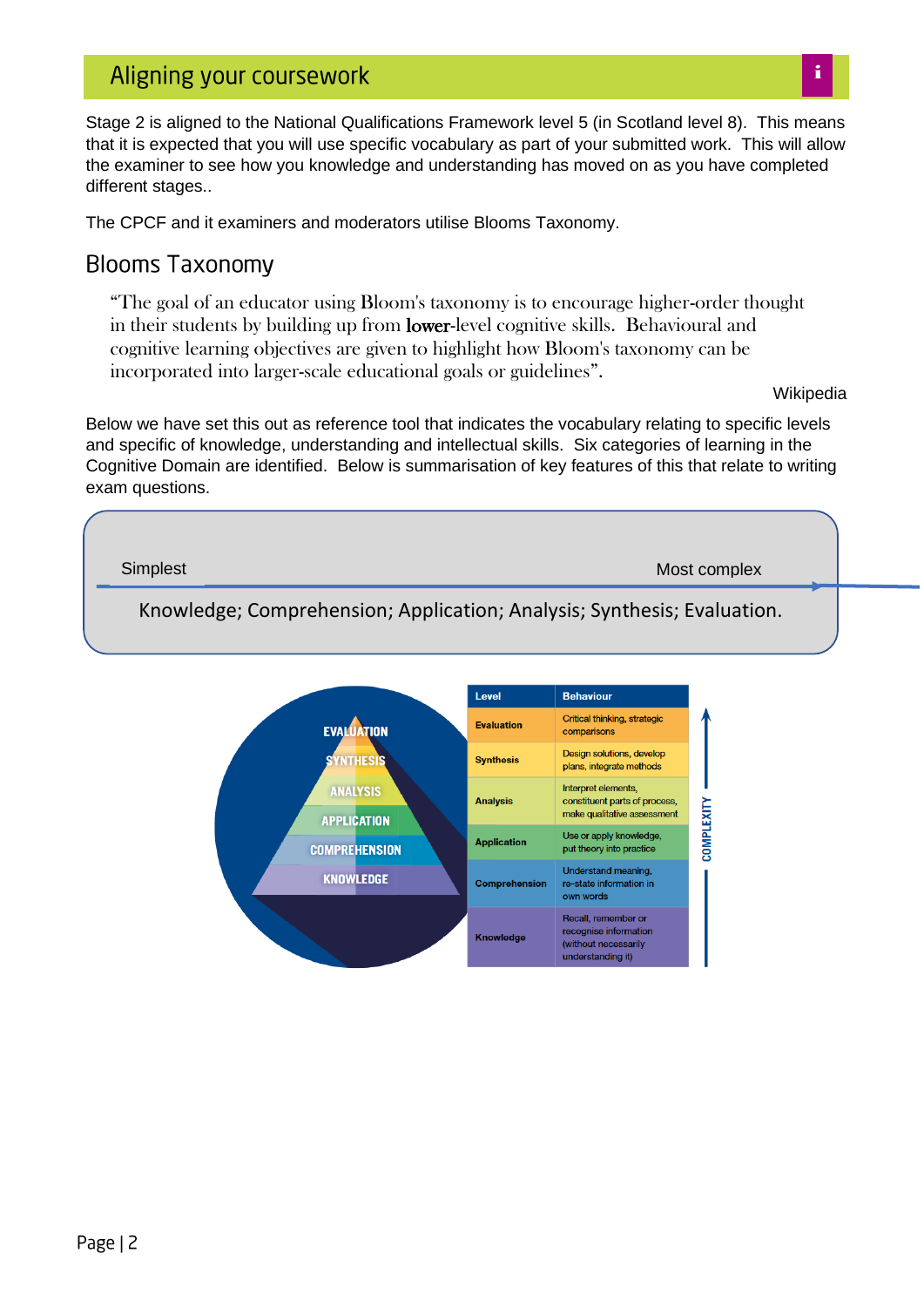## Aligning your coursework

Stage 2 is aligned to the National Qualifications Framework level 5 (in Scotland level 8). This means that it is expected that you will use specific vocabulary as part of your submitted work. This will allow the examiner to see how you knowledge and understanding has moved on as you have completed different stages..

The CPCF and it examiners and moderators utilise Blooms Taxonomy.

## Blooms Taxonomy

> "The goal of an educator using Bloom's taxonomy is to encourage higher-order thought in their students by building up from lower-level cognitive skills. Behavioural and cognitive learning objectives are given to highlight how Bloom's taxonomy can be incorporated into larger-scale educational goals or guidelines".

Wikipedia

Below we have set this out as reference tool that indicates the vocabulary relating to specific levels and specific of knowledge, understanding and intellectual skills. Six categories of learning in the Cognitive Domain are identified. Below is summarisation of key features of this that relate to writing exam questions.

Simplest → Most complex

Knowledge; Comprehension; Application; Analysis; Synthesis; Evaluation.

| Level | Behaviour |
|---|---|
| Evaluation | Critical thinking, strategic comparisons |
| Synthesis | Design solutions, develop plans, integrate methods |
| Analysis | Interpret elements, constituent parts of process, make qualitative assessment |
| Application | Use or apply knowledge, put theory into practice |
| Comprehension | Understand meaning, re-state information in own words |
| Knowledge | Recall, remember or recognise information (without necessarily understanding it) |

COMPLEXITY ↑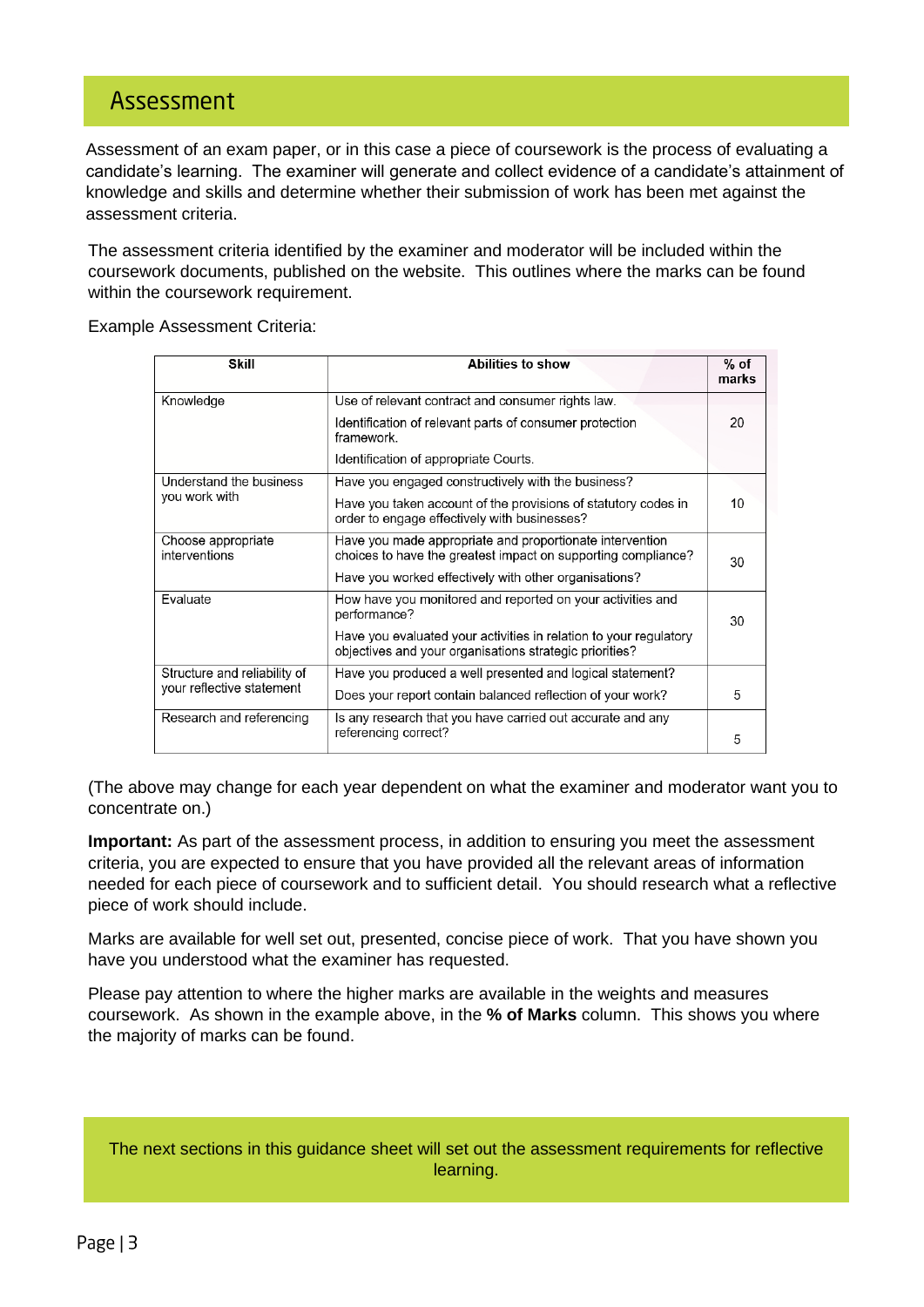## Assessment

Assessment of an exam paper, or in this case a piece of coursework is the process of evaluating a candidate's learning. The examiner will generate and collect evidence of a candidate's attainment of knowledge and skills and determine whether their submission of work has been met against the assessment criteria.

The assessment criteria identified by the examiner and moderator will be included within the coursework documents, published on the website. This outlines where the marks can be found within the coursework requirement.

Example Assessment Criteria:

| Skill | Abilities to show | % of marks |
|---|---|---|
| Knowledge | Use of relevant contract and consumer rights law.<br>Identification of relevant parts of consumer protection framework.<br>Identification of appropriate Courts. | 20 |
| Understand the business you work with | Have you engaged constructively with the business?<br>Have you taken account of the provisions of statutory codes in order to engage effectively with businesses? | 10 |
| Choose appropriate interventions | Have you made appropriate and proportionate intervention choices to have the greatest impact on supporting compliance?<br>Have you worked effectively with other organisations? | 30 |
| Evaluate | How have you monitored and reported on your activities and performance?<br>Have you evaluated your activities in relation to your regulatory objectives and your organisations strategic priorities? | 30 |
| Structure and reliability of your reflective statement | Have you produced a well presented and logical statement?<br>Does your report contain balanced reflection of your work? | 5 |
| Research and referencing | Is any research that you have carried out accurate and any referencing correct? | 5 |

(The above may change for each year dependent on what the examiner and moderator want you to concentrate on.)

**Important:** As part of the assessment process, in addition to ensuring you meet the assessment criteria, you are expected to ensure that you have provided all the relevant areas of information needed for each piece of coursework and to sufficient detail. You should research what a reflective piece of work should include.

Marks are available for well set out, presented, concise piece of work. That you have shown you have you understood what the examiner has requested.

Please pay attention to where the higher marks are available in the weights and measures coursework. As shown in the example above, in the **% of Marks** column. This shows you where the majority of marks can be found.

The next sections in this guidance sheet will set out the assessment requirements for reflective learning.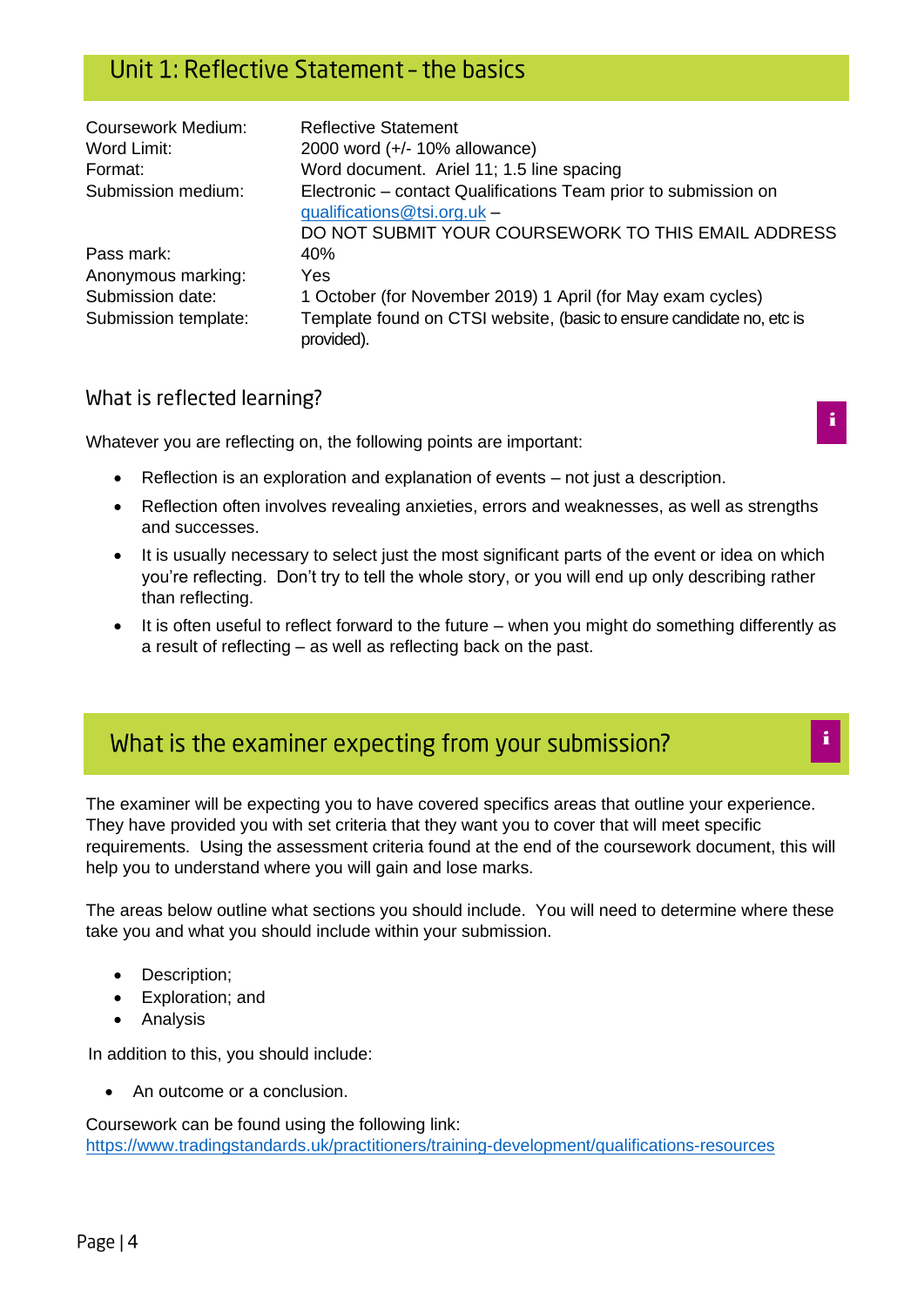## Unit 1: Reflective Statement – the basics

| | |
|---|---|
| Coursework Medium: | Reflective Statement |
| Word Limit: | 2000 word (+/- 10% allowance) |
| Format: | Word document. Ariel 11; 1.5 line spacing |
| Submission medium: | Electronic – contact Qualifications Team prior to submission on qualifications@tsi.org.uk – DO NOT SUBMIT YOUR COURSEWORK TO THIS EMAIL ADDRESS |
| Pass mark: | 40% |
| Anonymous marking: | Yes |
| Submission date: | 1 October (for November 2019) 1 April (for May exam cycles) |
| Submission template: | Template found on CTSI website, (basic to ensure candidate no, etc is provided). |

### What is reflected learning?

Whatever you are reflecting on, the following points are important:

- Reflection is an exploration and explanation of events – not just a description.
- Reflection often involves revealing anxieties, errors and weaknesses, as well as strengths and successes.
- It is usually necessary to select just the most significant parts of the event or idea on which you're reflecting. Don't try to tell the whole story, or you will end up only describing rather than reflecting.
- It is often useful to reflect forward to the future – when you might do something differently as a result of reflecting – as well as reflecting back on the past.

## What is the examiner expecting from your submission?

The examiner will be expecting you to have covered specifics areas that outline your experience. They have provided you with set criteria that they want you to cover that will meet specific requirements. Using the assessment criteria found at the end of the coursework document, this will help you to understand where you will gain and lose marks.

The areas below outline what sections you should include. You will need to determine where these take you and what you should include within your submission.

- Description;
- Exploration; and
- Analysis

In addition to this, you should include:

- An outcome or a conclusion.

Coursework can be found using the following link: https://www.tradingstandards.uk/practitioners/training-development/qualifications-resources